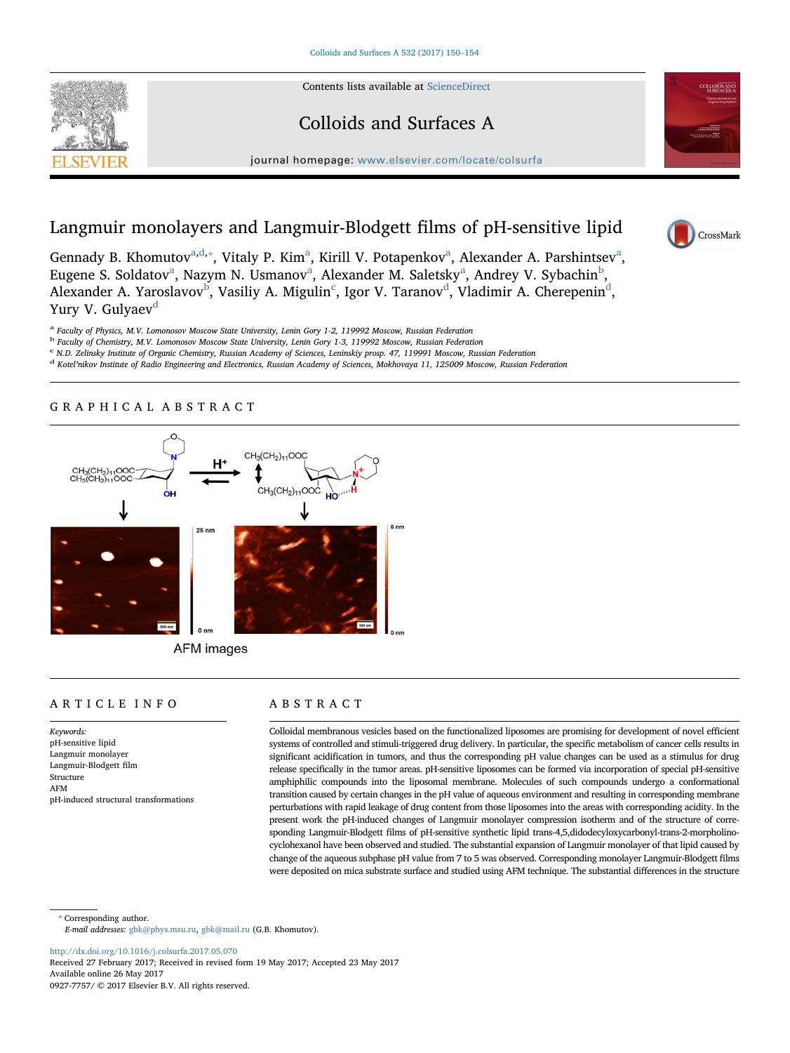Contents lists available at ScienceDirect

# Colloids and Surfaces A

journal homepage: www.elsevier.com/locate/colsurfa

# Langmuir monolayers and Langmuir-Blodgett films of pH-sensitive lipid

Gennady B. Khomutov[a,d,*], Vitaly P. Kim[a], Kirill V. Potapenkov[a], Alexander A. Parshintsev[a], Eugene S. Soldatov[a], Nazym N. Usmanov[a], Alexander M. Saletsky[a], Andrey V. Sybachin[b], Alexander A. Yaroslavov[b], Vasiliy A. Migulin[c], Igor V. Taranov[d], Vladimir A. Cherepenin[d], Yury V. Gulyaev[d]

[a] Faculty of Physics, M.V. Lomonosov Moscow State University, Lenin Gory 1-2, 119992 Moscow, Russian Federation
[b] Faculty of Chemistry, M.V. Lomonosov Moscow State University, Lenin Gory 1-3, 119992 Moscow, Russian Federation
[c] N.D. Zelinsky Institute of Organic Chemistry, Russian Academy of Sciences, Leninskiy prosp. 47, 119991 Moscow, Russian Federation
[d] Kotel'nikov Institute of Radio Engineering and Electronics, Russian Academy of Sciences, Mokhovaya 11, 125009 Moscow, Russian Federation

## GRAPHICAL ABSTRACT

AFM images

## ARTICLE INFO

*Keywords:*
pH-sensitive lipid
Langmuir monolayer
Langmuir-Blodgett film
Structure
AFM
pH-induced structural transformations

## ABSTRACT

Colloidal membranous vesicles based on the functionalized liposomes are promising for development of novel efficient systems of controlled and stimuli-triggered drug delivery. In particular, the specific metabolism of cancer cells results in significant acidification in tumors, and thus the corresponding pH value changes can be used as a stimulus for drug release specifically in the tumor areas. pH-sensitive liposomes can be formed via incorporation of special pH-sensitive amphiphilic compounds into the liposomal membrane. Molecules of such compounds undergo a conformational transition caused by certain changes in the pH value of aqueous environment and resulting in corresponding membrane perturbations with rapid leakage of drug content from those liposomes into the areas with corresponding acidity. In the present work the pH-induced changes of Langmuir monolayer compression isotherm and of the structure of corresponding Langmuir-Blodgett films of pH-sensitive synthetic lipid trans-4,5,didodecyloxycarbonyl-trans-2-morpholino-cyclohexanol have been observed and studied. The substantial expansion of Langmuir monolayer of that lipid caused by change of the aqueous subphase pH value from 7 to 5 was observed. Corresponding monolayer Langmuir-Blodgett films were deposited on mica substrate surface and studied using AFM technique. The substantial differences in the structure

* Corresponding author.
*E-mail addresses:* gbk@phys.msu.ru, gbk@mail.ru (G.B. Khomutov).

http://dx.doi.org/10.1016/j.colsurfa.2017.05.070
Received 27 February 2017; Received in revised form 19 May 2017; Accepted 23 May 2017
Available online 26 May 2017
0927-7757/ © 2017 Elsevier B.V. All rights reserved.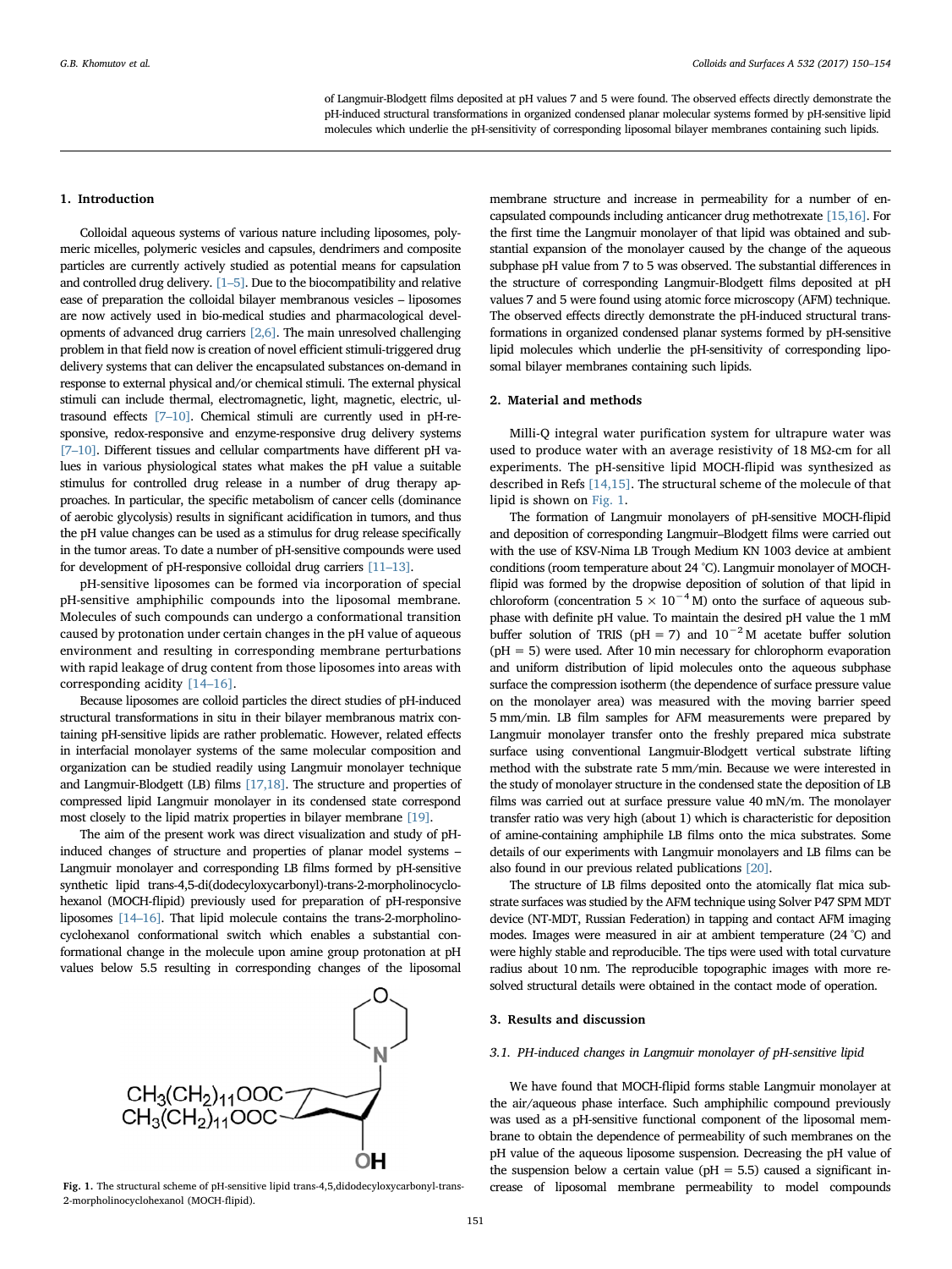of Langmuir-Blodgett films deposited at pH values 7 and 5 were found. The observed effects directly demonstrate the pH-induced structural transformations in organized condensed planar molecular systems formed by pH-sensitive lipid molecules which underlie the pH-sensitivity of corresponding liposomal bilayer membranes containing such lipids.

## 1. Introduction

Colloidal aqueous systems of various nature including liposomes, polymeric micelles, polymeric vesicles and capsules, dendrimers and composite particles are currently actively studied as potential means for capsulation and controlled drug delivery. [1–5]. Due to the biocompatibility and relative ease of preparation the colloidal bilayer membranous vesicles – liposomes are now actively used in bio-medical studies and pharmacological developments of advanced drug carriers [2,6]. The main unresolved challenging problem in that field now is creation of novel efficient stimuli-triggered drug delivery systems that can deliver the encapsulated substances on-demand in response to external physical and/or chemical stimuli. The external physical stimuli can include thermal, electromagnetic, light, magnetic, electric, ultrasound effects [7–10]. Chemical stimuli are currently used in pH-responsive, redox-responsive and enzyme-responsive drug delivery systems [7–10]. Different tissues and cellular compartments have different pH values in various physiological states what makes the pH value a suitable stimulus for controlled drug release in a number of drug therapy approaches. In particular, the specific metabolism of cancer cells (dominance of aerobic glycolysis) results in significant acidification in tumors, and thus the pH value changes can be used as a stimulus for drug release specifically in the tumor areas. To date a number of pH-sensitive compounds were used for development of pH-responsive colloidal drug carriers [11–13].

pH-sensitive liposomes can be formed via incorporation of special pH-sensitive amphiphilic compounds into the liposomal membrane. Molecules of such compounds can undergo a conformational transition caused by protonation under certain changes in the pH value of aqueous environment and resulting in corresponding membrane perturbations with rapid leakage of drug content from those liposomes into areas with corresponding acidity [14–16].

Because liposomes are colloid particles the direct studies of pH-induced structural transformations in situ in their bilayer membranous matrix containing pH-sensitive lipids are rather problematic. However, related effects in interfacial monolayer systems of the same molecular composition and organization can be studied readily using Langmuir monolayer technique and Langmuir-Blodgett (LB) films [17,18]. The structure and properties of compressed lipid Langmuir monolayer in its condensed state correspond most closely to the lipid matrix properties in bilayer membrane [19].

The aim of the present work was direct visualization and study of pH-induced changes of structure and properties of planar model systems – Langmuir monolayer and corresponding LB films formed by pH-sensitive synthetic lipid trans-4,5-di(dodecyloxycarbonyl)-trans-2-morpholinocyclohexanol (MOCH-flipid) previously used for preparation of pH-responsive liposomes [14–16]. That lipid molecule contains the trans-2-morpholinocyclohexanol conformational switch which enables a substantial conformational change in the molecule upon amine group protonation at pH values below 5.5 resulting in corresponding changes of the liposomal membrane structure and increase in permeability for a number of encapsulated compounds including anticancer drug methotrexate [15,16]. For the first time the Langmuir monolayer of that lipid was obtained and substantial expansion of the monolayer caused by the change of the aqueous subphase pH value from 7 to 5 was observed. The substantial differences in the structure of corresponding Langmuir-Blodgett films deposited at pH values 7 and 5 were found using atomic force microscopy (AFM) technique. The observed effects directly demonstrate the pH-induced structural transformations in organized condensed planar systems formed by pH-sensitive lipid molecules which underlie the pH-sensitivity of corresponding liposomal bilayer membranes containing such lipids.

Fig. 1. The structural scheme of pH-sensitive lipid trans-4,5,didodecyloxycarbonyl-trans-2-morpholinocyclohexanol (MOCH-flipid).

## 2. Material and methods

Milli-Q integral water purification system for ultrapure water was used to produce water with an average resistivity of 18 MΩ-cm for all experiments. The pH-sensitive lipid MOCH-flipid was synthesized as described in Refs [14,15]. The structural scheme of the molecule of that lipid is shown on Fig. 1.

The formation of Langmuir monolayers of pH-sensitive MOCH-flipid and deposition of corresponding Langmuir–Blodgett films were carried out with the use of KSV-Nima LB Trough Medium KN 1003 device at ambient conditions (room temperature about 24 °C). Langmuir monolayer of MOCH-flipid was formed by the dropwise deposition of solution of that lipid in chloroform (concentration $5 \times 10^{-4}$ M) onto the surface of aqueous subphase with definite pH value. To maintain the desired pH value the 1 mM buffer solution of TRIS (pH = 7) and $10^{-2}$ M acetate buffer solution (pH = 5) were used. After 10 min necessary for chlorophorm evaporation and uniform distribution of lipid molecules onto the aqueous subphase surface the compression isotherm (the dependence of surface pressure value on the monolayer area) was measured with the moving barrier speed 5 mm/min. LB film samples for AFM measurements were prepared by Langmuir monolayer transfer onto the freshly prepared mica substrate surface using conventional Langmuir-Blodgett vertical substrate lifting method with the substrate rate 5 mm/min. Because we were interested in the study of monolayer structure in the condensed state the deposition of LB films was carried out at surface pressure value 40 mN/m. The monolayer transfer ratio was very high (about 1) which is characteristic for deposition of amine-containing amphiphile LB films onto the mica substrates. Some details of our experiments with Langmuir monolayers and LB films can be also found in our previous related publications [20].

The structure of LB films deposited onto the atomically flat mica substrate surfaces was studied by the AFM technique using Solver P47 SPM MDT device (NT-MDT, Russian Federation) in tapping and contact AFM imaging modes. Images were measured in air at ambient temperature (24 °C) and were highly stable and reproducible. The tips were used with total curvature radius about 10 nm. The reproducible topographic images with more resolved structural details were obtained in the contact mode of operation.

## 3. Results and discussion

### 3.1. PH-induced changes in Langmuir monolayer of pH-sensitive lipid

We have found that MOCH-flipid forms stable Langmuir monolayer at the air/aqueous phase interface. Such amphiphilic compound previously was used as a pH-sensitive functional component of the liposomal membrane to obtain the dependence of permeability of such membranes on the pH value of the aqueous liposome suspension. Decreasing the pH value of the suspension below a certain value (pH = 5.5) caused a significant increase of liposomal membrane permeability to model compounds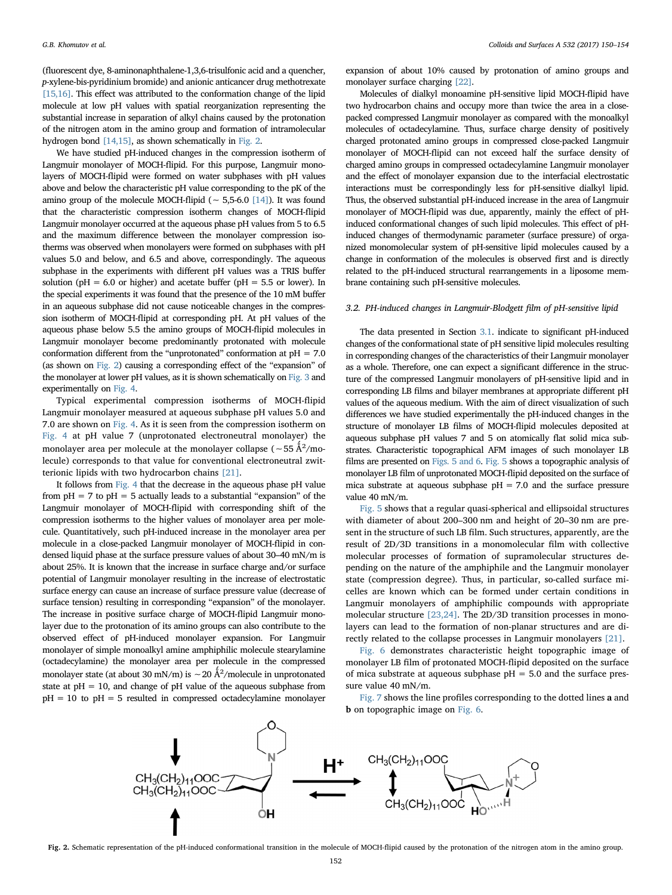(fluorescent dye, 8-aminonaphthalene-1,3,6-trisulfonic acid and a quencher, *p*-xylene-bis-pyridinium bromide) and anionic anticancer drug methotrexate [15,16]. This effect was attributed to the conformation change of the lipid molecule at low pH values with spatial reorganization representing the substantial increase in separation of alkyl chains caused by the protonation of the nitrogen atom in the amino group and formation of intramolecular hydrogen bond [14,15], as shown schematically in Fig. 2.

We have studied pH-induced changes in the compression isotherm of Langmuir monolayer of MOCH-flipid. For this purpose, Langmuir monolayers of MOCH-flipid were formed on water subphases with pH values above and below the characteristic pH value corresponding to the pK of the amino group of the molecule MOCH-flipid (~ 5,5-6.0 [14]). It was found that the characteristic compression isotherm changes of MOCH-flipid Langmuir monolayer occurred at the aqueous phase pH values from 5 to 6.5 and the maximum difference between the monolayer compression isotherms was observed when monolayers were formed on subphases with pH values 5.0 and below, and 6.5 and above, correspondingly. The aqueous subphase in the experiments with different pH values was a TRIS buffer solution (pH = 6.0 or higher) and acetate buffer (pH = 5.5 or lower). In the special experiments it was found that the presence of the 10 mM buffer in an aqueous subphase did not cause noticeable changes in the compression isotherm of MOCH-flipid at corresponding pH. At pH values of the aqueous phase below 5.5 the amino groups of MOCH-flipid molecules in Langmuir monolayer become predominantly protonated with molecule conformation different from the "unprotonated" conformation at pH = 7.0 (as shown on Fig. 2) causing a corresponding effect of the "expansion" of the monolayer at lower pH values, as it is shown schematically on Fig. 3 and experimentally on Fig. 4.

Typical experimental compression isotherms of MOCH-flipid Langmuir monolayer measured at aqueous subphase pH values 5.0 and 7.0 are shown on Fig. 4. As it is seen from the compression isotherm on Fig. 4 at pH value 7 (unprotonated electroneutral monolayer) the monolayer area per molecule at the monolayer collapse (~55 Å$^2$/molecule) corresponds to that value for conventional electroneutral zwitterionic lipids with two hydrocarbon chains [21].

It follows from Fig. 4 that the decrease in the aqueous phase pH value from pH = 7 to pH = 5 actually leads to a substantial "expansion" of the Langmuir monolayer of MOCH-flipid with corresponding shift of the compression isotherms to the higher values of monolayer area per molecule. Quantitatively, such pH-induced increase in the monolayer area per molecule in a close-packed Langmuir monolayer of MOCH-flipid in condensed liquid phase at the surface pressure values of about 30–40 mN/m is about 25%. It is known that the increase in surface charge and/or surface potential of Langmuir monolayer resulting in the increase of electrostatic surface energy can cause an increase of surface pressure value (decrease of surface tension) resulting in corresponding "expansion" of the monolayer. The increase in positive surface charge of MOCH-flipid Langmuir monolayer due to the protonation of its amino groups can also contribute to the observed effect of pH-induced monolayer expansion. For Langmuir monolayer of simple monoalkyl amine amphiphilic molecule stearylamine (octadecylamine) the monolayer area per molecule in the compressed monolayer state (at about 30 mN/m) is ~20 Å$^2$/molecule in unprotonated state at pH = 10, and change of pH value of the aqueous subphase from pH = 10 to pH = 5 resulted in compressed octadecylamine monolayer expansion of about 10% caused by protonation of amino groups and monolayer surface charging [22].

Molecules of dialkyl monoamine pH-sensitive lipid MOCH-flipid have two hydrocarbon chains and occupy more than twice the area in a close-packed compressed Langmuir monolayer as compared with the monoalkyl molecules of octadecylamine. Thus, surface charge density of positively charged protonated amino groups in compressed close-packed Langmuir monolayer of MOCH-flipid can not exceed half the surface density of charged amino groups in compressed octadecylamine Langmuir monolayer and the effect of monolayer expansion due to the interfacial electrostatic interactions must be correspondingly less for pH-sensitive dialkyl lipid. Thus, the observed substantial pH-induced increase in the area of Langmuir monolayer of MOCH-flipid was due, apparently, mainly the effect of pH-induced conformational changes of such lipid molecules. This effect of pH-induced changes of thermodynamic parameter (surface pressure) of organized monomolecular system of pH-sensitive lipid molecules caused by a change in conformation of the molecules is observed first and is directly related to the pH-induced structural rearrangements in a liposome membrane containing such pH-sensitive molecules.

### 3.2. PH-induced changes in Langmuir-Blodgett film of pH-sensitive lipid

The data presented in Section 3.1. indicate to significant pH-induced changes of the conformational state of pH sensitive lipid molecules resulting in corresponding changes of the characteristics of their Langmuir monolayer as a whole. Therefore, one can expect a significant difference in the structure of the compressed Langmuir monolayers of pH-sensitive lipid and in corresponding LB films and bilayer membranes at appropriate different pH values of the aqueous medium. With the aim of direct visualization of such differences we have studied experimentally the pH-induced changes in the structure of monolayer LB films of MOCH-flipid molecules deposited at aqueous subphase pH values 7 and 5 on atomically flat solid mica substrates. Characteristic topographical AFM images of such monolayer LB films are presented on Figs. 5 and 6. Fig. 5 shows a topographic analysis of monolayer LB film of unprotonated MOCH-flipid deposited on the surface of mica substrate at aqueous subphase pH = 7.0 and the surface pressure value 40 mN/m.

Fig. 5 shows that a regular quasi-spherical and ellipsoidal structures with diameter of about 200–300 nm and height of 20–30 nm are present in the structure of such LB film. Such structures, apparently, are the result of 2D/3D transitions in a monomolecular film with collective molecular processes of formation of supramolecular structures depending on the nature of the amphiphile and the Langmuir monolayer state (compression degree). Thus, in particular, so-called surface micelles are known which can be formed under certain conditions in Langmuir monolayers of amphiphilic compounds with appropriate molecular structure [23,24]. The 2D/3D transition processes in monolayers can lead to the formation of non-planar structures and are directly related to the collapse processes in Langmuir monolayers [21].

Fig. 6 demonstrates characteristic height topographic image of monolayer LB film of protonated MOCH-flipid deposited on the surface of mica substrate at aqueous subphase pH = 5.0 and the surface pressure value 40 mN/m.

Fig. 7 shows the line profiles corresponding to the dotted lines **a** and **b** on topographic image on Fig. 6.

**Fig. 2.** Schematic representation of the pH-induced conformational transition in the molecule of MOCH-flipid caused by the protonation of the nitrogen atom in the amino group.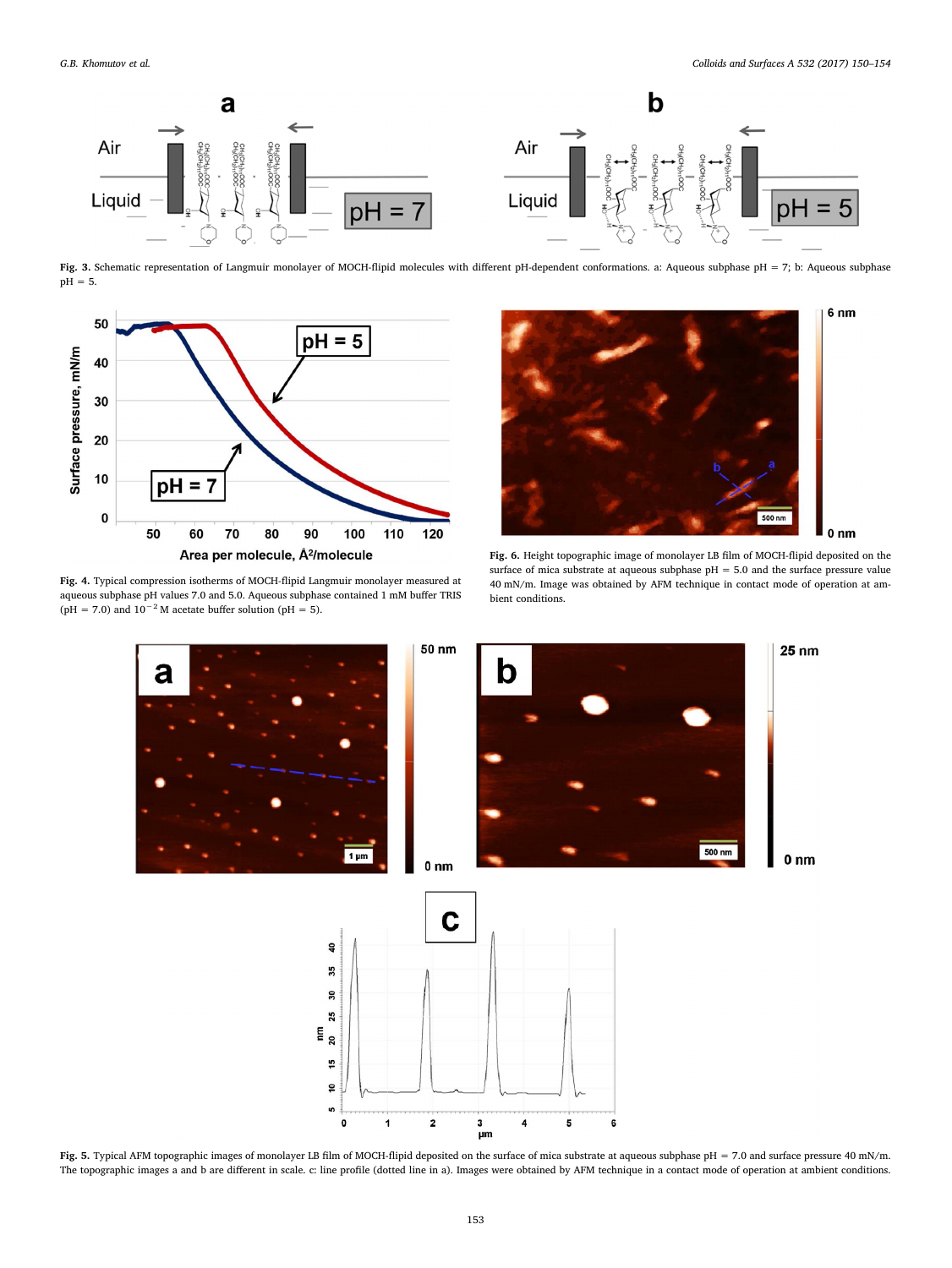**Fig. 3.** Schematic representation of Langmuir monolayer of MOCH-flipid molecules with different pH-dependent conformations. a: Aqueous subphase pH = 7; b: Aqueous subphase pH = 5.

**Fig. 4.** Typical compression isotherms of MOCH-flipid Langmuir monolayer measured at aqueous subphase pH values 7.0 and 5.0. Aqueous subphase contained 1 mM buffer TRIS (pH = 7.0) and $10^{-2}$ M acetate buffer solution (pH = 5).

**Fig. 6.** Height topographic image of monolayer LB film of MOCH-flipid deposited on the surface of mica substrate at aqueous subphase pH = 5.0 and the surface pressure value 40 mN/m. Image was obtained by AFM technique in contact mode of operation at ambient conditions.

**Fig. 5.** Typical AFM topographic images of monolayer LB film of MOCH-flipid deposited on the surface of mica substrate at aqueous subphase pH = 7.0 and surface pressure 40 mN/m. The topographic images a and b are different in scale. c: line profile (dotted line in a). Images were obtained by AFM technique in a contact mode of operation at ambient conditions.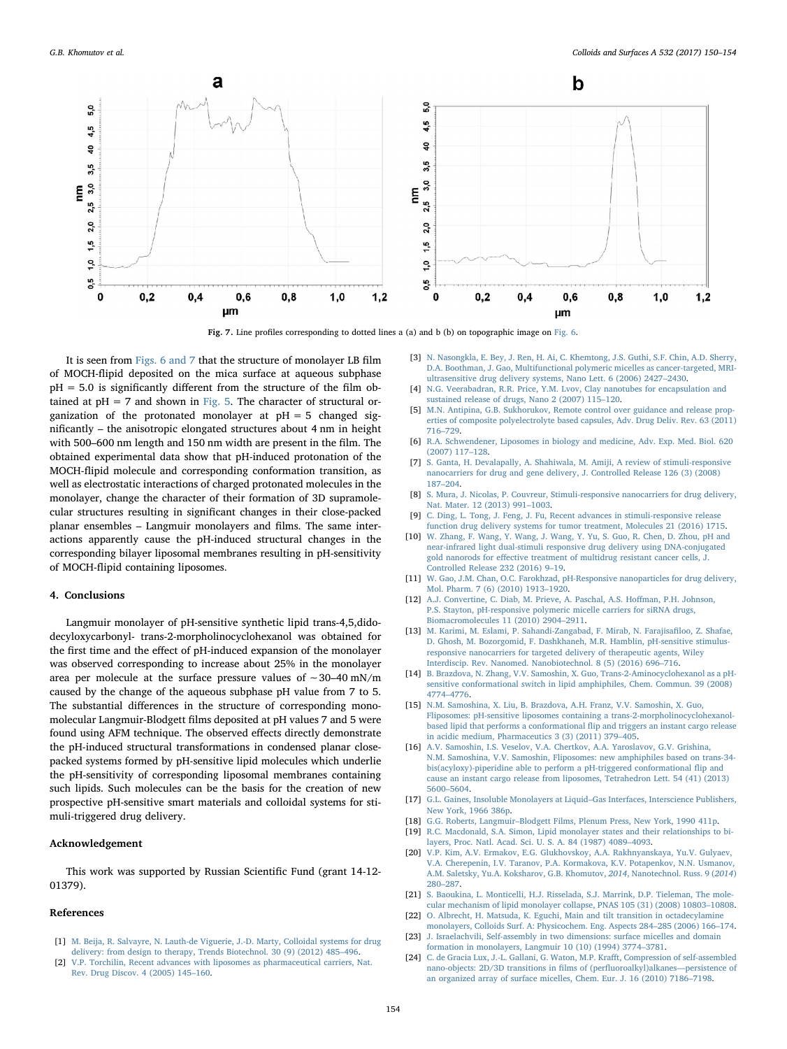a

nm

5,0
4,5
40
3,5
3,0
2,5
2,0
1,5
1,0
0,5

0 0,2 0,4 0,6 0,8 1,0 1,2

µm

b

nm

5,0
4,5
40
3,5
3,0
2,5
2,0
1,5
1,0
0,5

0 0,2 0,4 0,6 0,8 1,0 1,2

µm

**Fig. 7.** Line profiles corresponding to dotted lines a (a) and b (b) on topographic image on Fig. 6.

It is seen from Figs. 6 and 7 that the structure of monolayer LB film of MOCH-flipid deposited on the mica surface at aqueous subphase pH = 5.0 is significantly different from the structure of the film obtained at pH = 7 and shown in Fig. 5. The character of structural organization of the protonated monolayer at pH = 5 changed significantly – the anisotropic elongated structures about 4 nm in height with 500–600 nm length and 150 nm width are present in the film. The obtained experimental data show that pH-induced protonation of the MOCH-flipid molecule and corresponding conformation transition, as well as electrostatic interactions of charged protonated molecules in the monolayer, change the character of their formation of 3D supramolecular structures resulting in significant changes in their close-packed planar ensembles – Langmuir monolayers and films. The same interactions apparently cause the pH-induced structural changes in the corresponding bilayer liposomal membranes resulting in pH-sensitivity of MOCH-flipid containing liposomes.

## 4. Conclusions

Langmuir monolayer of pH-sensitive synthetic lipid trans-4,5,didodecyloxycarbonyl- trans-2-morpholinocyclohexanol was obtained for the first time and the effect of pH-induced expansion of the monolayer was observed corresponding to increase about 25% in the monolayer area per molecule at the surface pressure values of ~30–40 mN/m caused by the change of the aqueous subphase pH value from 7 to 5. The substantial differences in the structure of corresponding monomolecular Langmuir-Blodgett films deposited at pH values 7 and 5 were found using AFM technique. The observed effects directly demonstrate the pH-induced structural transformations in condensed planar close-packed systems formed by pH-sensitive lipid molecules which underlie the pH-sensitivity of corresponding liposomal membranes containing such lipids. Such molecules can be the basis for the creation of new prospective pH-sensitive smart materials and colloidal systems for stimuli-triggered drug delivery.

## Acknowledgement

This work was supported by Russian Scientific Fund (grant 14-12-01379).

## References

[1] M. Beija, R. Salvayre, N. Lauth-de Viguerie, J.-D. Marty, Colloidal systems for drug delivery: from design to therapy, Trends Biotechnol. 30 (9) (2012) 485–496.

[2] V.P. Torchilin, Recent advances with liposomes as pharmaceutical carriers, Nat. Rev. Drug Discov. 4 (2005) 145–160.

[3] N. Nasongkla, E. Bey, J. Ren, H. Ai, C. Khemtong, J.S. Guthi, S.F. Chin, A.D. Sherry, D.A. Boothman, J. Gao, Multifunctional polymeric micelles as cancer-targeted, MRI-ultrasensitive drug delivery systems, Nano Lett. 6 (2006) 2427–2430.

[4] N.G. Veerabadran, R.R. Price, Y.M. Lvov, Clay nanotubes for encapsulation and sustained release of drugs, Nano 2 (2007) 115–120.

[5] M.N. Antipina, G.B. Sukhorukov, Remote control over guidance and release properties of composite polyelectrolyte based capsules, Adv. Drug Deliv. Rev. 63 (2011) 716–729.

[6] R.A. Schwendener, Liposomes in biology and medicine, Adv. Exp. Med. Biol. 620 (2007) 117–128.

[7] S. Ganta, H. Devalapally, A. Shahiwala, M. Amiji, A review of stimuli-responsive nanocarriers for drug and gene delivery, J. Controlled Release 126 (3) (2008) 187–204.

[8] S. Mura, J. Nicolas, P. Couvreur, Stimuli-responsive nanocarriers for drug delivery, Nat. Mater. 12 (2013) 991–1003.

[9] C. Ding, L. Tong, J. Feng, J. Fu, Recent advances in stimuli-responsive release function drug delivery systems for tumor treatment, Molecules 21 (2016) 1715.

[10] W. Zhang, F. Wang, Y. Wang, J. Wang, Y. Yu, S. Guo, R. Chen, D. Zhou, pH and near-infrared light dual-stimuli responsive drug delivery using DNA-conjugated gold nanorods for effective treatment of multidrug resistant cancer cells, J. Controlled Release 232 (2016) 9–19.

[11] W. Gao, J.M. Chan, O.C. Farokhzad, pH-Responsive nanoparticles for drug delivery, Mol. Pharm. 7 (6) (2010) 1913–1920.

[12] A.J. Convertine, C. Diab, M. Prieve, A. Paschal, A.S. Hoffman, P.H. Johnson, P.S. Stayton, pH-responsive polymeric micelle carriers for siRNA drugs, Biomacromolecules 11 (2010) 2904–2911.

[13] M. Karimi, M. Eslami, P. Sahandi-Zangabad, F. Mirab, N. Farajisafiloo, Z. Shafae, D. Ghosh, M. Bozorgomid, F. Dashkhaneh, M.R. Hamblin, pH-sensitive stimulus-responsive nanocarriers for targeted delivery of therapeutic agents, Wiley Interdiscip. Rev. Nanomed. Nanobiotechnol. 8 (5) (2016) 696–716.

[14] B. Brazdova, N. Zhang, V.V. Samoshin, X. Guo, Trans-2-Aminocyclohexanol as a pH-sensitive conformational switch in lipid amphiphiles, Chem. Commun. 39 (2008) 4774–4776.

[15] N.M. Samoshina, X. Liu, B. Brazdova, A.H. Franz, V.V. Samoshin, X. Guo, Fliposomes: pH-sensitive liposomes containing a trans-2-morpholinocyclohexanol-based lipid that performs a conformational flip and triggers an instant cargo release in acidic medium, Pharmaceutics 3 (3) (2011) 379–405.

[16] A.V. Samoshin, I.S. Veselov, V.A. Chertkov, A.A. Yaroslavov, G.V. Grishina, N.M. Samoshina, V.V. Samoshin, Fliposomes: new amphiphiles based on trans-34-bis(acyloxy)-piperidine able to perform a pH-triggered conformational flip and cause an instant cargo release from liposomes, Tetrahedron Lett. 54 (41) (2013) 5600–5604.

[17] G.L. Gaines, Insoluble Monolayers at Liquid–Gas Interfaces, Interscience Publishers, New York, 1966 386p.

[18] G.G. Roberts, Langmuir–Blodgett Films, Plenum Press, New York, 1990 411p.

[19] R.C. Macdonald, S.A. Simon, Lipid monolayer states and their relationships to bilayers, Proc. Natl. Acad. Sci. U. S. A. 84 (1987) 4089–4093.

[20] V.P. Kim, A.V. Ermakov, E.G. Glukhovskoy, A.A. Rakhnyanskaya, Yu.V. Gulyaev, V.A. Cherepenin, I.V. Taranov, P.A. Kormakova, K.V. Potapenkov, N.N. Usmanov, A.M. Saletsky, Yu.A. Koksharov, G.B. Khomutov, *2014*, Nanotechnol. Russ. 9 (*2014*) 280–287.

[21] S. Baoukina, L. Monticelli, H.J. Risselada, S.J. Marrink, D.P. Tieleman, The molecular mechanism of lipid monolayer collapse, PNAS 105 (31) (2008) 10803–10808.

[22] O. Albrecht, H. Matsuda, K. Eguchi, Main and tilt transition in octadecylamine monolayers, Colloids Surf. A: Physicochem. Eng. Aspects 284–285 (2006) 166–174.

[23] J. Israelachvili, Self-assembly in two dimensions: surface micelles and domain formation in monolayers, Langmuir 10 (10) (1994) 3774–3781.

[24] C. de Gracia Lux, J.-L. Gallani, G. Waton, M.P. Krafft, Compression of self-assembled nano-objects: 2D/3D transitions in films of (perfluoroalkyl)alkanes—persistence of an organized array of surface micelles, Chem. Eur. J. 16 (2010) 7186–7198.